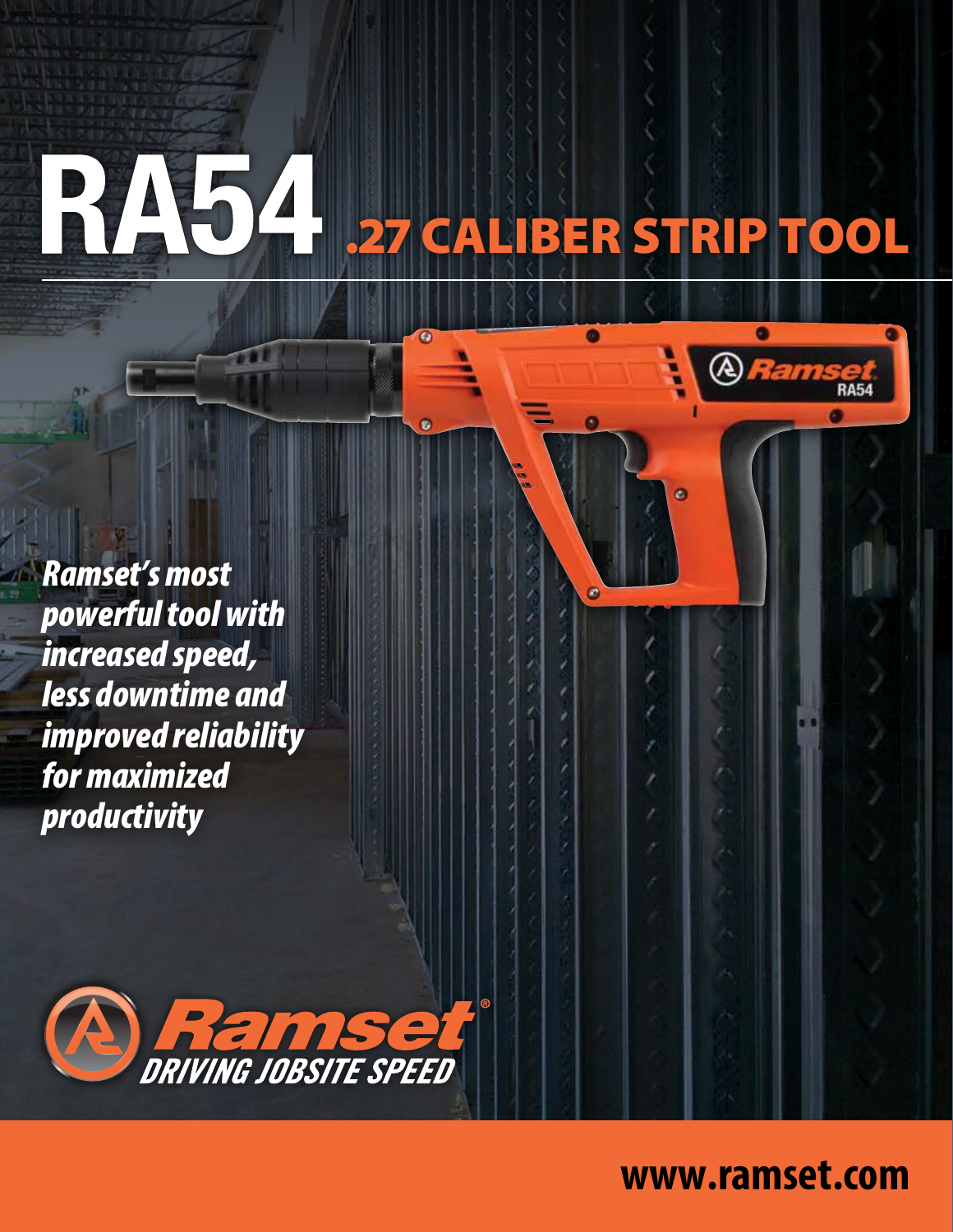# RA54 .27 CALIBER STRIP TOOL

***Ramset's most powerful tool with increased speed, less downtime and improved reliability for maximized productivity***

Ramset®
DRIVING JOBSITE SPEED

**www.ramset.com**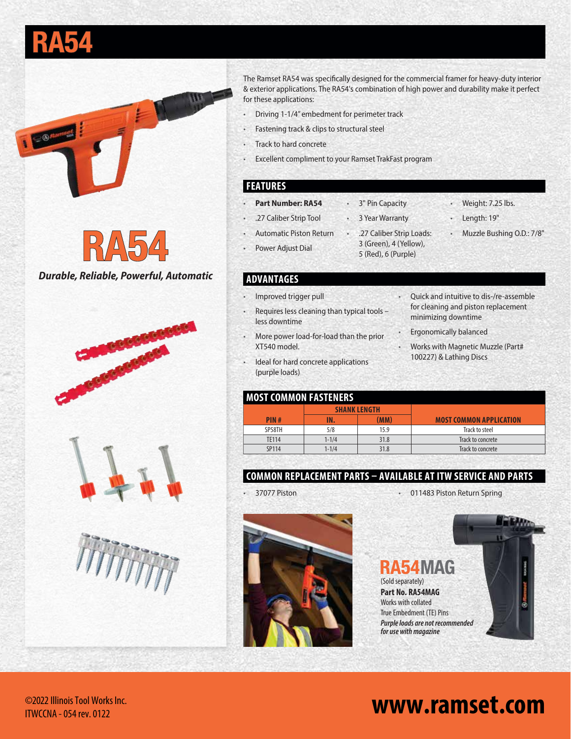# RA54

RA54

***Durable, Reliable, Powerful, Automatic***

The Ramset RA54 was specifically designed for the commercial framer for heavy-duty interior & exterior applications. The RA54's combination of high power and durability make it perfect for these applications:

- Driving 1-1/4" embedment for perimeter track
- Fastening track & clips to structural steel
- Track to hard concrete
- Excellent compliment to your Ramset TrakFast program

## FEATURES

- **Part Number: RA54**
- .27 Caliber Strip Tool
- Automatic Piston Return
- Power Adjust Dial
- 3" Pin Capacity
- 3 Year Warranty
- .27 Caliber Strip Loads: 3 (Green), 4 (Yellow), 5 (Red), 6 (Purple)
- Weight: 7.25 lbs.
- Length: 19"
- Muzzle Bushing O.D.: 7/8"

## ADVANTAGES

- Improved trigger pull
- Requires less cleaning than typical tools – less downtime
- More power load-for-load than the prior XT540 model.
- Ideal for hard concrete applications (purple loads)
- Quick and intuitive to dis-/re-assemble for cleaning and piston replacement minimizing downtime
- Ergonomically balanced
- Works with Magnetic Muzzle (Part# 100227) & Lathing Discs

## MOST COMMON FASTENERS

| PIN # | SHANK LENGTH IN. | SHANK LENGTH (MM) | MOST COMMON APPLICATION |
|---|---|---|---|
| SP58TH | 5/8 | 15.9 | Track to steel |
| TE114 | 1-1/4 | 31.8 | Track to concrete |
| SP114 | 1-1/4 | 31.8 | Track to concrete |

## COMMON REPLACEMENT PARTS – AVAILABLE AT ITW SERVICE AND PARTS

- 37077 Piston
- 011483 Piston Return Spring

**RA54MAG**
(Sold separately)
**Part No. RA54MAG**
Works with collated True Embedment (TE) Pins
***Purple loads are not recommended for use with magazine***

©2022 Illinois Tool Works Inc.
ITWCCNA - 054 rev. 0122

**www.ramset.com**